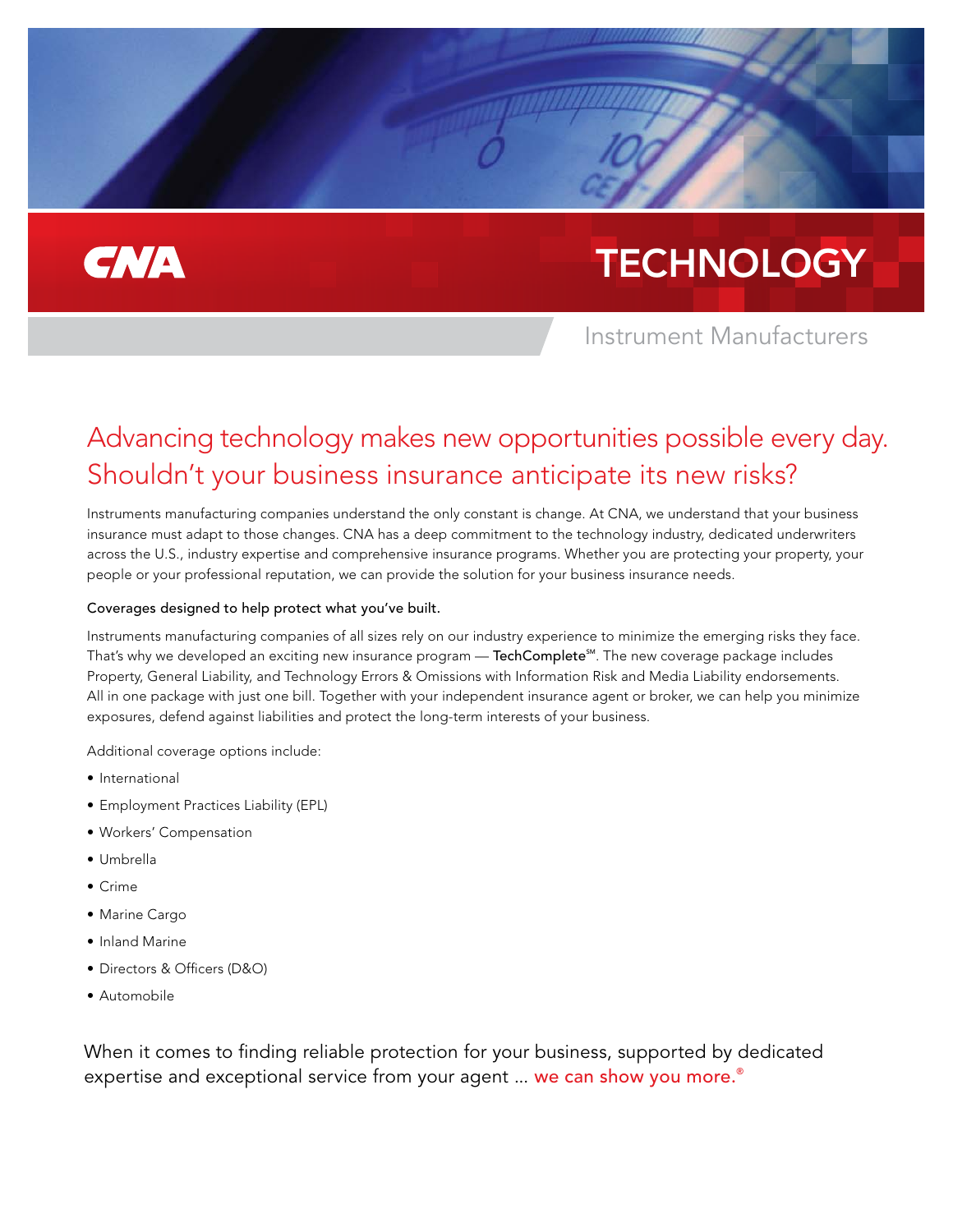CNA

# TECHNOLOGY

Instrument Manufacturers

## Advancing technology makes new opportunities possible every day. Shouldn't your business insurance anticipate its new risks?

Instruments manufacturing companies understand the only constant is change. At CNA, we understand that your business insurance must adapt to those changes. CNA has a deep commitment to the technology industry, dedicated underwriters across the U.S., industry expertise and comprehensive insurance programs. Whether you are protecting your property, your people or your professional reputation, we can provide the solution for your business insurance needs.

### Coverages designed to help protect what you've built.

Instruments manufacturing companies of all sizes rely on our industry experience to minimize the emerging risks they face. That's why we developed an exciting new insurance program — TechComplete℠. The new coverage package includes Property, General Liability, and Technology Errors & Omissions with Information Risk and Media Liability endorsements. All in one package with just one bill. Together with your independent insurance agent or broker, we can help you minimize exposures, defend against liabilities and protect the long-term interests of your business.

Additional coverage options include:

- International
- Employment Practices Liability (EPL)
- Workers' Compensation
- Umbrella
- Crime
- Marine Cargo
- Inland Marine
- Directors & Officers (D&O)
- Automobile

When it comes to finding reliable protection for your business, supported by dedicated expertise and exceptional service from your agent ... we can show you more.®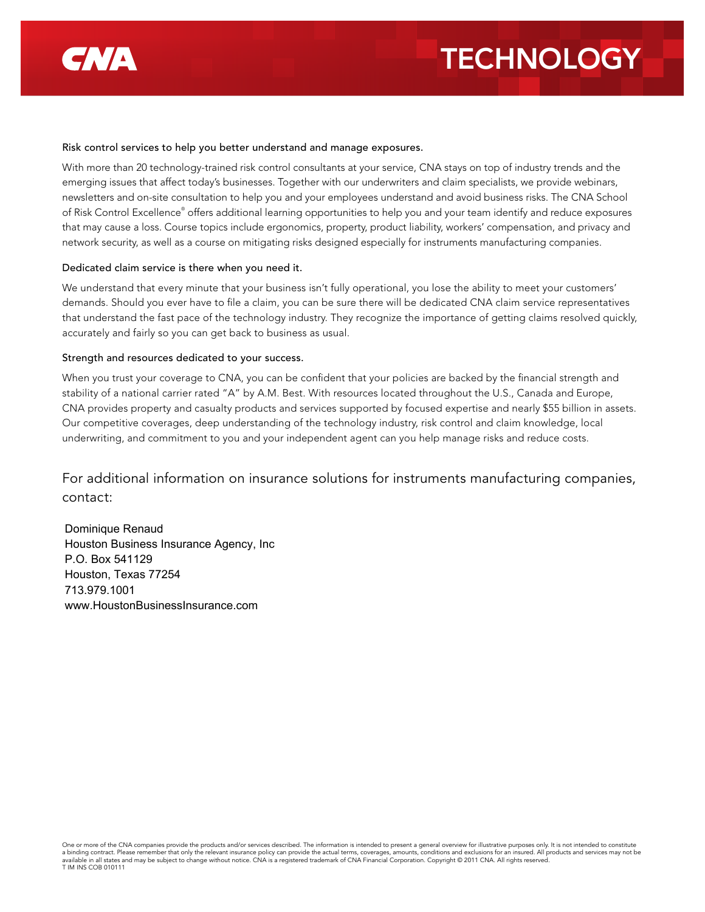CNA

# TECHNOLOGY

### Risk control services to help you better understand and manage exposures.

With more than 20 technology-trained risk control consultants at your service, CNA stays on top of industry trends and the emerging issues that affect today's businesses. Together with our underwriters and claim specialists, we provide webinars, newsletters and on-site consultation to help you and your employees understand and avoid business risks. The CNA School of Risk Control Excellence® offers additional learning opportunities to help you and your team identify and reduce exposures that may cause a loss. Course topics include ergonomics, property, product liability, workers' compensation, and privacy and network security, as well as a course on mitigating risks designed especially for instruments manufacturing companies.

### Dedicated claim service is there when you need it.

We understand that every minute that your business isn't fully operational, you lose the ability to meet your customers' demands. Should you ever have to file a claim, you can be sure there will be dedicated CNA claim service representatives that understand the fast pace of the technology industry. They recognize the importance of getting claims resolved quickly, accurately and fairly so you can get back to business as usual.

### Strength and resources dedicated to your success.

When you trust your coverage to CNA, you can be confident that your policies are backed by the financial strength and stability of a national carrier rated "A" by A.M. Best. With resources located throughout the U.S., Canada and Europe, CNA provides property and casualty products and services supported by focused expertise and nearly $55 billion in assets. Our competitive coverages, deep understanding of the technology industry, risk control and claim knowledge, local underwriting, and commitment to you and your independent agent can you help manage risks and reduce costs.

## For additional information on insurance solutions for instruments manufacturing companies, contact:

Dominique Renaud
Houston Business Insurance Agency, Inc
P.O. Box 541129
Houston, Texas 77254
713.979.1001
www.HoustonBusinessInsurance.com

One or more of the CNA companies provide the products and/or services described. The information is intended to present a general overview for illustrative purposes only. It is not intended to constitute a binding contract. Please remember that only the relevant insurance policy can provide the actual terms, coverages, amounts, conditions and exclusions for an insured. All products and services may not be available in all states and may be subject to change without notice. CNA is a registered trademark of CNA Financial Corporation. Copyright © 2011 CNA. All rights reserved.
T IM INS COB 010111